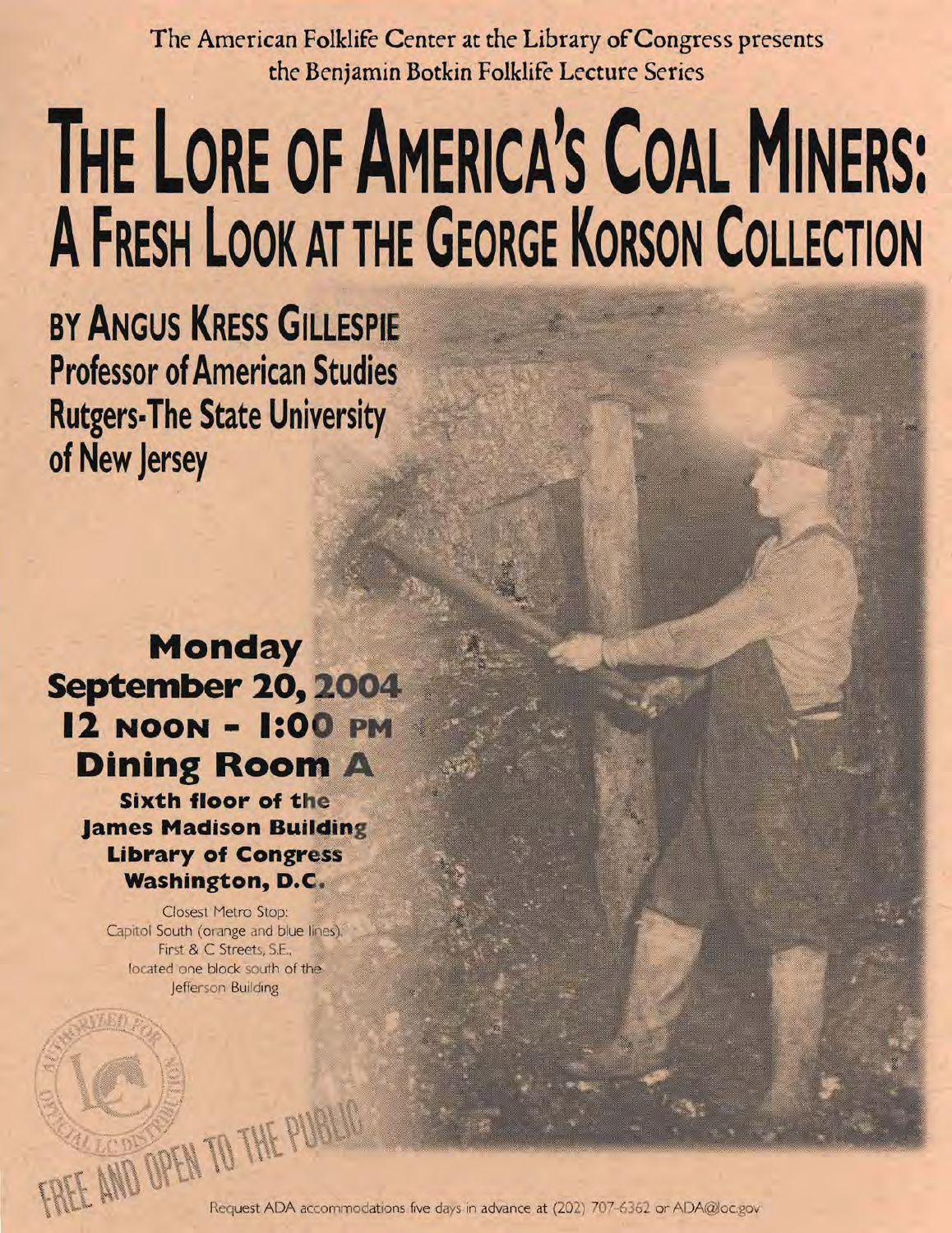The American Folklife Center at the Library of Congress presents the Benjamin Botkin Folklife Lecture Series

# THE LORE OF AMERICA'S COAL MINERS: A FRESH LOOK AT THE GEORGE KORSON COLLECTION

## BY ANGUS KRESS GILLESPIE

**Professor of American Studies**
**Rutgers-The State University of New Jersey**

**Monday**
**September 20, 2004**
**12 NOON - 1:00 PM**
**Dining Room A**

**Sixth floor of the James Madison Building**
**Library of Congress**
**Washington, D.C.**

Closest Metro Stop:
Capitol South (orange and blue lines),
First & C Streets, S.E.,
located one block south of the Jefferson Building

FREE AND OPEN TO THE PUBLIC

Request ADA accommodations five days in advance at (202) 707-6362 or ADA@loc.gov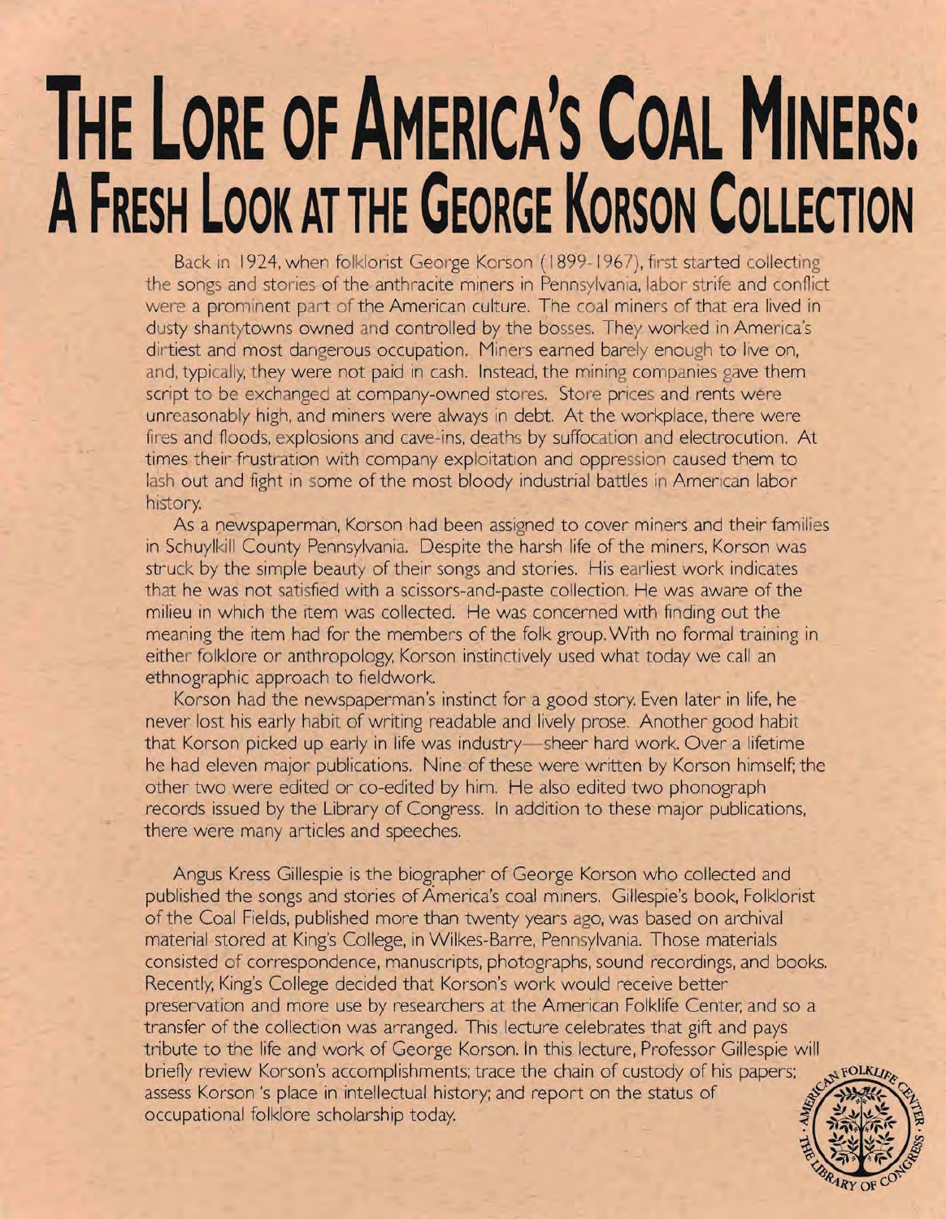# The Lore of America's Coal Miners: A Fresh Look at the George Korson Collection

Back in 1924, when folklorist George Korson (1899-1967), first started collecting the songs and stories of the anthracite miners in Pennsylvania, labor strife and conflict were a prominent part of the American culture. The coal miners of that era lived in dusty shantytowns owned and controlled by the bosses. They worked in America's dirtiest and most dangerous occupation. Miners earned barely enough to live on, and, typically, they were not paid in cash. Instead, the mining companies gave them script to be exchanged at company-owned stores. Store prices and rents were unreasonably high, and miners were always in debt. At the workplace, there were fires and floods, explosions and cave-ins, deaths by suffocation and electrocution. At times their frustration with company exploitation and oppression caused them to lash out and fight in some of the most bloody industrial battles in American labor history.

As a newspaperman, Korson had been assigned to cover miners and their families in Schuylkill County Pennsylvania. Despite the harsh life of the miners, Korson was struck by the simple beauty of their songs and stories. His earliest work indicates that he was not satisfied with a scissors-and-paste collection. He was aware of the milieu in which the item was collected. He was concerned with finding out the meaning the item had for the members of the folk group. With no formal training in either folklore or anthropology, Korson instinctively used what today we call an ethnographic approach to fieldwork.

Korson had the newspaperman's instinct for a good story. Even later in life, he never lost his early habit of writing readable and lively prose. Another good habit that Korson picked up early in life was industry—sheer hard work. Over a lifetime he had eleven major publications. Nine of these were written by Korson himself; the other two were edited or co-edited by him. He also edited two phonograph records issued by the Library of Congress. In addition to these major publications, there were many articles and speeches.

Angus Kress Gillespie is the biographer of George Korson who collected and published the songs and stories of America's coal miners. Gillespie's book, Folklorist of the Coal Fields, published more than twenty years ago, was based on archival material stored at King's College, in Wilkes-Barre, Pennsylvania. Those materials consisted of correspondence, manuscripts, photographs, sound recordings, and books. Recently, King's College decided that Korson's work would receive better preservation and more use by researchers at the American Folklife Center, and so a transfer of the collection was arranged. This lecture celebrates that gift and pays tribute to the life and work of George Korson. In this lecture, Professor Gillespie will briefly review Korson's accomplishments; trace the chain of custody of his papers; assess Korson 's place in intellectual history; and report on the status of occupational folklore scholarship today.